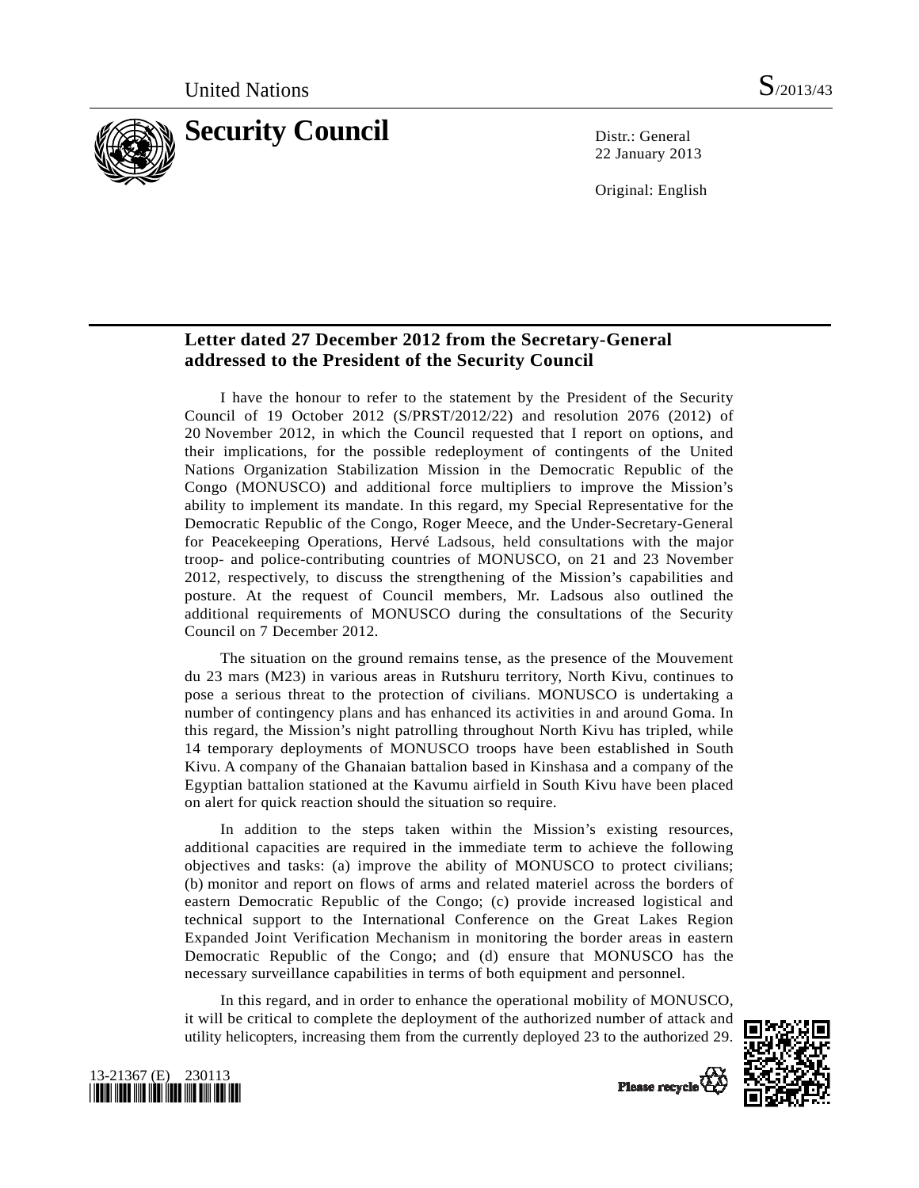United Nations S/2013/43

# Security Council

Distr.: General
22 January 2013

Original: English

## Letter dated 27 December 2012 from the Secretary-General addressed to the President of the Security Council

I have the honour to refer to the statement by the President of the Security Council of 19 October 2012 (S/PRST/2012/22) and resolution 2076 (2012) of 20 November 2012, in which the Council requested that I report on options, and their implications, for the possible redeployment of contingents of the United Nations Organization Stabilization Mission in the Democratic Republic of the Congo (MONUSCO) and additional force multipliers to improve the Mission's ability to implement its mandate. In this regard, my Special Representative for the Democratic Republic of the Congo, Roger Meece, and the Under-Secretary-General for Peacekeeping Operations, Hervé Ladsous, held consultations with the major troop- and police-contributing countries of MONUSCO, on 21 and 23 November 2012, respectively, to discuss the strengthening of the Mission's capabilities and posture. At the request of Council members, Mr. Ladsous also outlined the additional requirements of MONUSCO during the consultations of the Security Council on 7 December 2012.

The situation on the ground remains tense, as the presence of the Mouvement du 23 mars (M23) in various areas in Rutshuru territory, North Kivu, continues to pose a serious threat to the protection of civilians. MONUSCO is undertaking a number of contingency plans and has enhanced its activities in and around Goma. In this regard, the Mission's night patrolling throughout North Kivu has tripled, while 14 temporary deployments of MONUSCO troops have been established in South Kivu. A company of the Ghanaian battalion based in Kinshasa and a company of the Egyptian battalion stationed at the Kavumu airfield in South Kivu have been placed on alert for quick reaction should the situation so require.

In addition to the steps taken within the Mission's existing resources, additional capacities are required in the immediate term to achieve the following objectives and tasks: (a) improve the ability of MONUSCO to protect civilians; (b) monitor and report on flows of arms and related materiel across the borders of eastern Democratic Republic of the Congo; (c) provide increased logistical and technical support to the International Conference on the Great Lakes Region Expanded Joint Verification Mechanism in monitoring the border areas in eastern Democratic Republic of the Congo; and (d) ensure that MONUSCO has the necessary surveillance capabilities in terms of both equipment and personnel.

In this regard, and in order to enhance the operational mobility of MONUSCO, it will be critical to complete the deployment of the authorized number of attack and utility helicopters, increasing them from the currently deployed 23 to the authorized 29.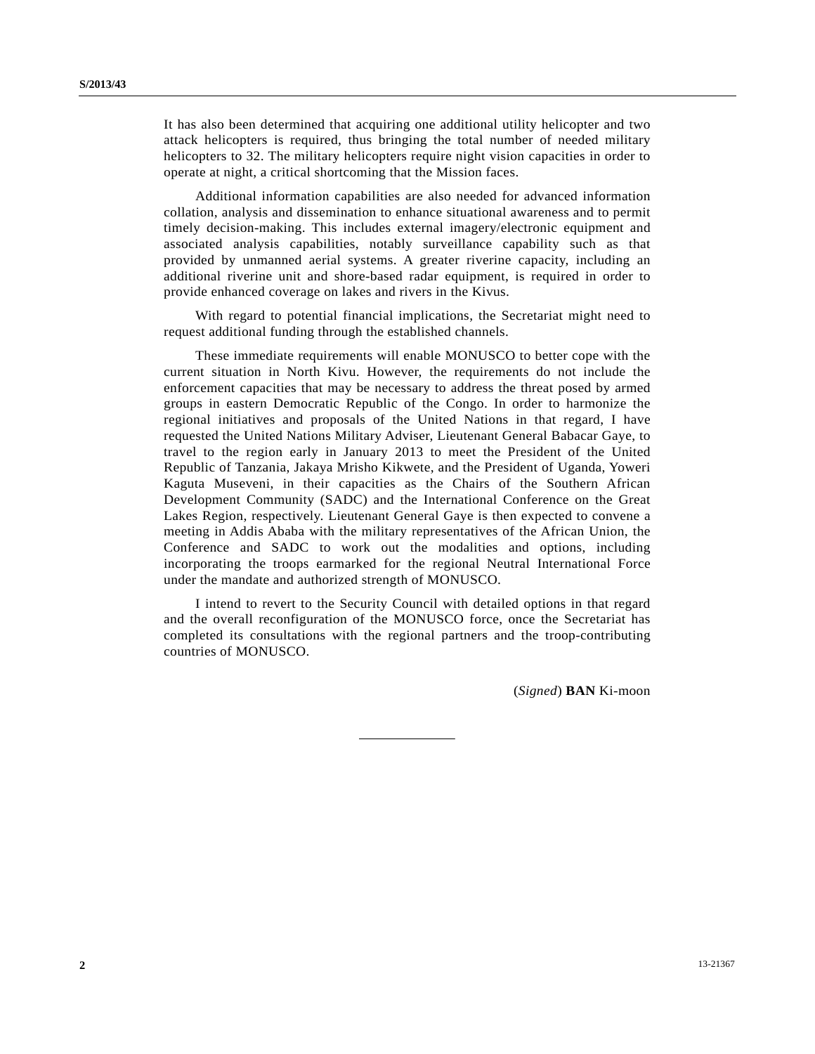It has also been determined that acquiring one additional utility helicopter and two attack helicopters is required, thus bringing the total number of needed military helicopters to 32. The military helicopters require night vision capacities in order to operate at night, a critical shortcoming that the Mission faces.

Additional information capabilities are also needed for advanced information collation, analysis and dissemination to enhance situational awareness and to permit timely decision-making. This includes external imagery/electronic equipment and associated analysis capabilities, notably surveillance capability such as that provided by unmanned aerial systems. A greater riverine capacity, including an additional riverine unit and shore-based radar equipment, is required in order to provide enhanced coverage on lakes and rivers in the Kivus.

With regard to potential financial implications, the Secretariat might need to request additional funding through the established channels.

These immediate requirements will enable MONUSCO to better cope with the current situation in North Kivu. However, the requirements do not include the enforcement capacities that may be necessary to address the threat posed by armed groups in eastern Democratic Republic of the Congo. In order to harmonize the regional initiatives and proposals of the United Nations in that regard, I have requested the United Nations Military Adviser, Lieutenant General Babacar Gaye, to travel to the region early in January 2013 to meet the President of the United Republic of Tanzania, Jakaya Mrisho Kikwete, and the President of Uganda, Yoweri Kaguta Museveni, in their capacities as the Chairs of the Southern African Development Community (SADC) and the International Conference on the Great Lakes Region, respectively. Lieutenant General Gaye is then expected to convene a meeting in Addis Ababa with the military representatives of the African Union, the Conference and SADC to work out the modalities and options, including incorporating the troops earmarked for the regional Neutral International Force under the mandate and authorized strength of MONUSCO.

I intend to revert to the Security Council with detailed options in that regard and the overall reconfiguration of the MONUSCO force, once the Secretariat has completed its consultations with the regional partners and the troop-contributing countries of MONUSCO.

(*Signed*) **BAN** Ki-moon